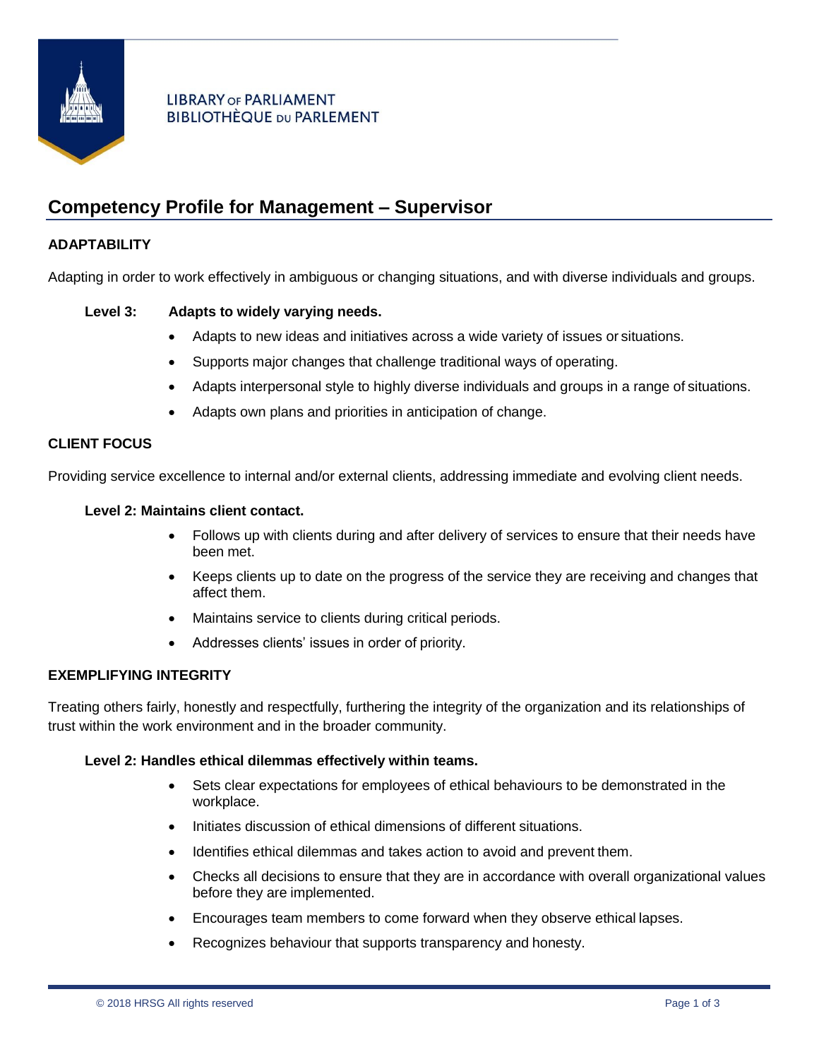LIBRARY OF PARLIAMENT
BIBLIOTHÈQUE DU PARLEMENT

# Competency Profile for Management – Supervisor

## ADAPTABILITY

Adapting in order to work effectively in ambiguous or changing situations, and with diverse individuals and groups.

**Level 3: Adapts to widely varying needs.**

- Adapts to new ideas and initiatives across a wide variety of issues or situations.
- Supports major changes that challenge traditional ways of operating.
- Adapts interpersonal style to highly diverse individuals and groups in a range of situations.
- Adapts own plans and priorities in anticipation of change.

## CLIENT FOCUS

Providing service excellence to internal and/or external clients, addressing immediate and evolving client needs.

**Level 2: Maintains client contact.**

- Follows up with clients during and after delivery of services to ensure that their needs have been met.
- Keeps clients up to date on the progress of the service they are receiving and changes that affect them.
- Maintains service to clients during critical periods.
- Addresses clients' issues in order of priority.

## EXEMPLIFYING INTEGRITY

Treating others fairly, honestly and respectfully, furthering the integrity of the organization and its relationships of trust within the work environment and in the broader community.

**Level 2: Handles ethical dilemmas effectively within teams.**

- Sets clear expectations for employees of ethical behaviours to be demonstrated in the workplace.
- Initiates discussion of ethical dimensions of different situations.
- Identifies ethical dilemmas and takes action to avoid and prevent them.
- Checks all decisions to ensure that they are in accordance with overall organizational values before they are implemented.
- Encourages team members to come forward when they observe ethical lapses.
- Recognizes behaviour that supports transparency and honesty.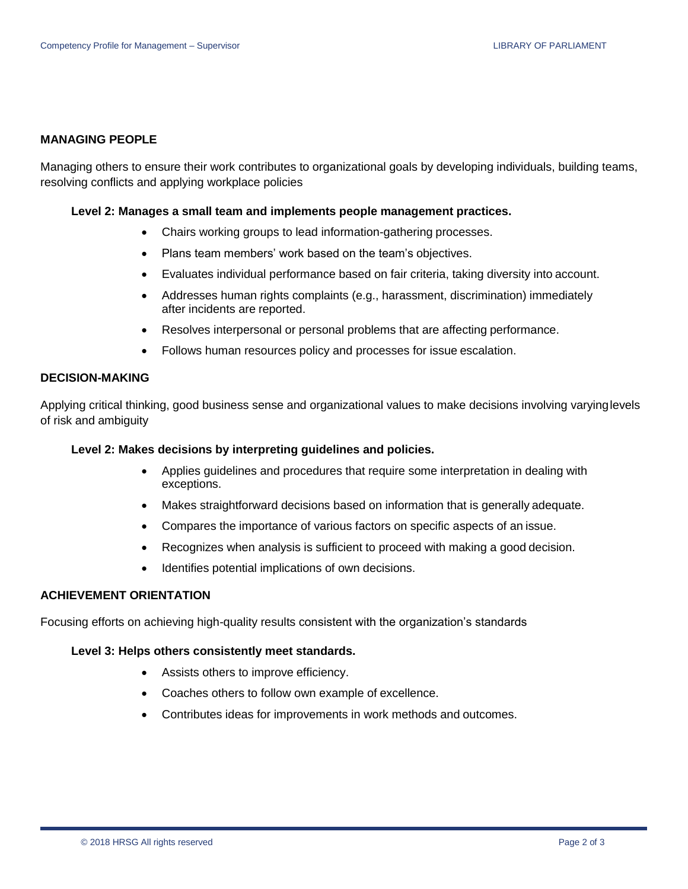## MANAGING PEOPLE

Managing others to ensure their work contributes to organizational goals by developing individuals, building teams, resolving conflicts and applying workplace policies

### Level 2: Manages a small team and implements people management practices.

- Chairs working groups to lead information-gathering processes.
- Plans team members' work based on the team's objectives.
- Evaluates individual performance based on fair criteria, taking diversity into account.
- Addresses human rights complaints (e.g., harassment, discrimination) immediately after incidents are reported.
- Resolves interpersonal or personal problems that are affecting performance.
- Follows human resources policy and processes for issue escalation.

## DECISION-MAKING

Applying critical thinking, good business sense and organizational values to make decisions involving varying levels of risk and ambiguity

### Level 2: Makes decisions by interpreting guidelines and policies.

- Applies guidelines and procedures that require some interpretation in dealing with exceptions.
- Makes straightforward decisions based on information that is generally adequate.
- Compares the importance of various factors on specific aspects of an issue.
- Recognizes when analysis is sufficient to proceed with making a good decision.
- Identifies potential implications of own decisions.

## ACHIEVEMENT ORIENTATION

Focusing efforts on achieving high-quality results consistent with the organization's standards

### Level 3: Helps others consistently meet standards.

- Assists others to improve efficiency.
- Coaches others to follow own example of excellence.
- Contributes ideas for improvements in work methods and outcomes.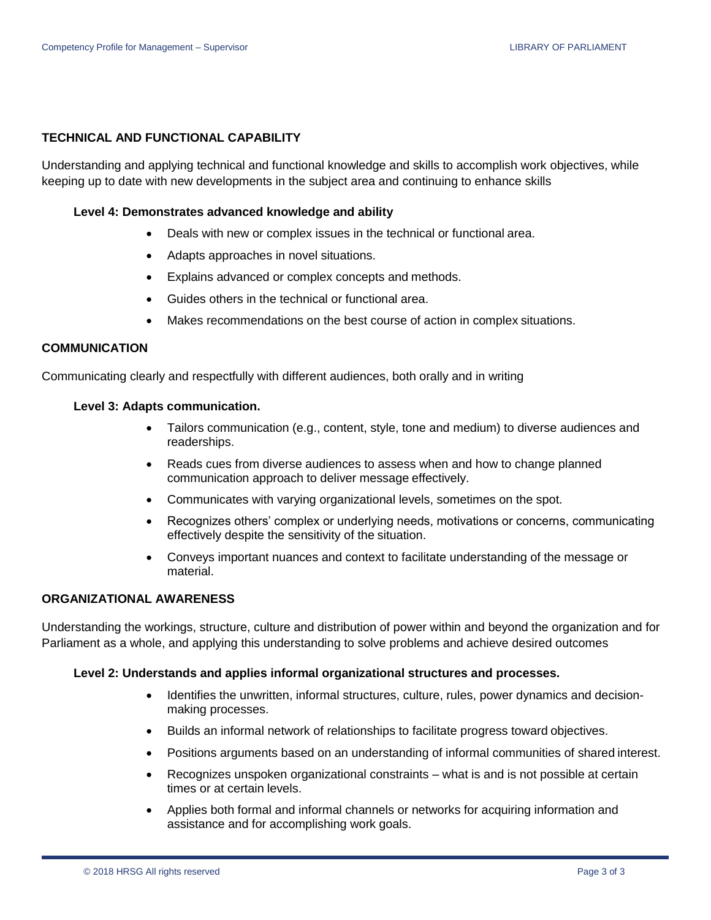## TECHNICAL AND FUNCTIONAL CAPABILITY

Understanding and applying technical and functional knowledge and skills to accomplish work objectives, while keeping up to date with new developments in the subject area and continuing to enhance skills

### Level 4: Demonstrates advanced knowledge and ability

- Deals with new or complex issues in the technical or functional area.
- Adapts approaches in novel situations.
- Explains advanced or complex concepts and methods.
- Guides others in the technical or functional area.
- Makes recommendations on the best course of action in complex situations.

## COMMUNICATION

Communicating clearly and respectfully with different audiences, both orally and in writing

### Level 3: Adapts communication.

- Tailors communication (e.g., content, style, tone and medium) to diverse audiences and readerships.
- Reads cues from diverse audiences to assess when and how to change planned communication approach to deliver message effectively.
- Communicates with varying organizational levels, sometimes on the spot.
- Recognizes others' complex or underlying needs, motivations or concerns, communicating effectively despite the sensitivity of the situation.
- Conveys important nuances and context to facilitate understanding of the message or material.

## ORGANIZATIONAL AWARENESS

Understanding the workings, structure, culture and distribution of power within and beyond the organization and for Parliament as a whole, and applying this understanding to solve problems and achieve desired outcomes

### Level 2: Understands and applies informal organizational structures and processes.

- Identifies the unwritten, informal structures, culture, rules, power dynamics and decision-making processes.
- Builds an informal network of relationships to facilitate progress toward objectives.
- Positions arguments based on an understanding of informal communities of shared interest.
- Recognizes unspoken organizational constraints – what is and is not possible at certain times or at certain levels.
- Applies both formal and informal channels or networks for acquiring information and assistance and for accomplishing work goals.